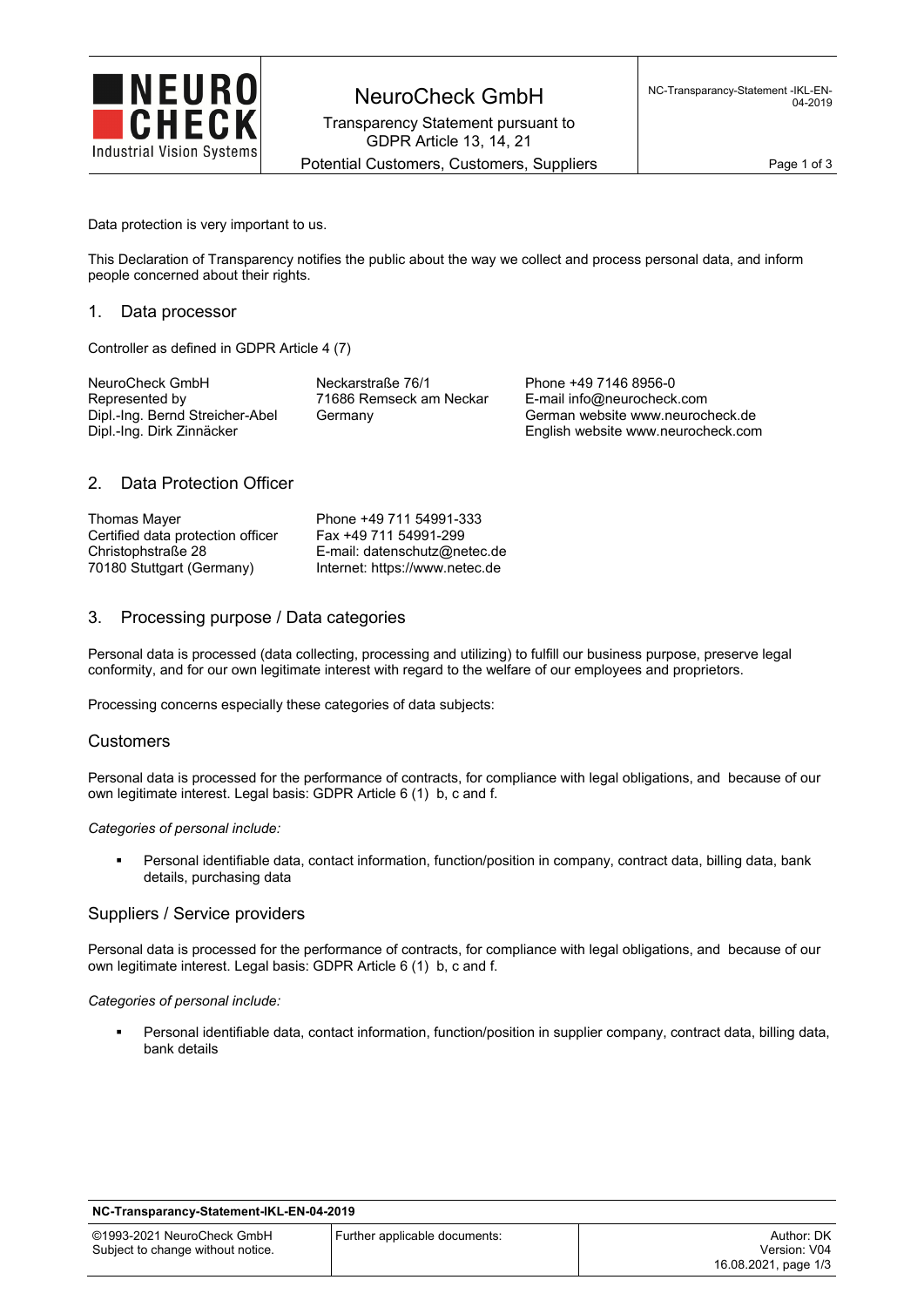Data protection is very important to us.

This Declaration of Transparency notifies the public about the way we collect and process personal data, and inform people concerned about their rights.

## 1. Data processor

Controller as defined in GDPR Article 4 (7)

NeuroCheck GmbH
Represented by
Dipl.-Ing. Bernd Streicher-Abel
Dipl.-Ing. Dirk Zinnäcker

Neckarstraße 76/1
71686 Remseck am Neckar
Germany

Phone +49 7146 8956-0
E-mail info@neurocheck.com
German website www.neurocheck.de
English website www.neurocheck.com

## 2. Data Protection Officer

Thomas Mayer
Certified data protection officer
Christophstraße 28
70180 Stuttgart (Germany)

Phone +49 711 54991-333
Fax +49 711 54991-299
E-mail: datenschutz@netec.de
Internet: https://www.netec.de

## 3. Processing purpose / Data categories

Personal data is processed (data collecting, processing and utilizing) to fulfill our business purpose, preserve legal conformity, and for our own legitimate interest with regard to the welfare of our employees and proprietors.

Processing concerns especially these categories of data subjects:

### Customers

Personal data is processed for the performance of contracts, for compliance with legal obligations, and because of our own legitimate interest. Legal basis: GDPR Article 6 (1) b, c and f.

*Categories of personal include:*

- Personal identifiable data, contact information, function/position in company, contract data, billing data, bank details, purchasing data

### Suppliers / Service providers

Personal data is processed for the performance of contracts, for compliance with legal obligations, and because of our own legitimate interest. Legal basis: GDPR Article 6 (1) b, c and f.

*Categories of personal include:*

- Personal identifiable data, contact information, function/position in supplier company, contract data, billing data, bank details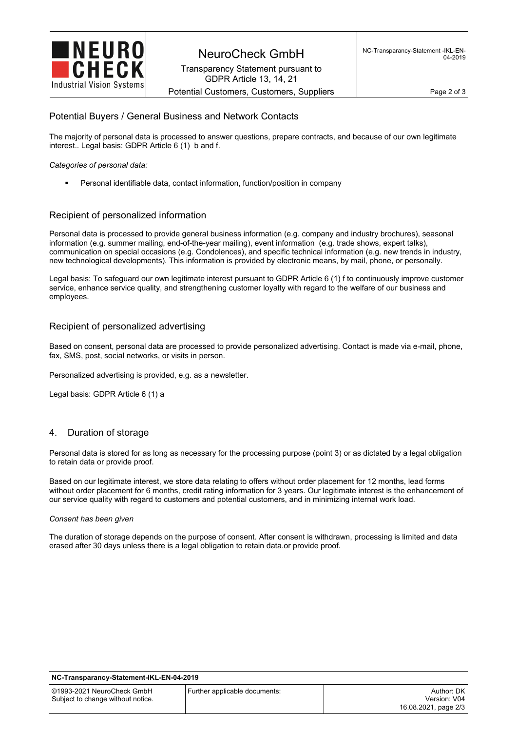## Potential Buyers / General Business and Network Contacts

The majority of personal data is processed to answer questions, prepare contracts, and because of our own legitimate interest.. Legal basis: GDPR Article 6 (1) b and f.

*Categories of personal data:*

- Personal identifiable data, contact information, function/position in company

## Recipient of personalized information

Personal data is processed to provide general business information (e.g. company and industry brochures), seasonal information (e.g. summer mailing, end-of-the-year mailing), event information (e.g. trade shows, expert talks), communication on special occasions (e.g. Condolences), and specific technical information (e.g. new trends in industry, new technological developments). This information is provided by electronic means, by mail, phone, or personally.

Legal basis: To safeguard our own legitimate interest pursuant to GDPR Article 6 (1) f to continuously improve customer service, enhance service quality, and strengthening customer loyalty with regard to the welfare of our business and employees.

## Recipient of personalized advertising

Based on consent, personal data are processed to provide personalized advertising. Contact is made via e-mail, phone, fax, SMS, post, social networks, or visits in person.

Personalized advertising is provided, e.g. as a newsletter.

Legal basis: GDPR Article 6 (1) a

## 4. Duration of storage

Personal data is stored for as long as necessary for the processing purpose (point 3) or as dictated by a legal obligation to retain data or provide proof.

Based on our legitimate interest, we store data relating to offers without order placement for 12 months, lead forms without order placement for 6 months, credit rating information for 3 years. Our legitimate interest is the enhancement of our service quality with regard to customers and potential customers, and in minimizing internal work load.

*Consent has been given*

The duration of storage depends on the purpose of consent. After consent is withdrawn, processing is limited and data erased after 30 days unless there is a legal obligation to retain data.or provide proof.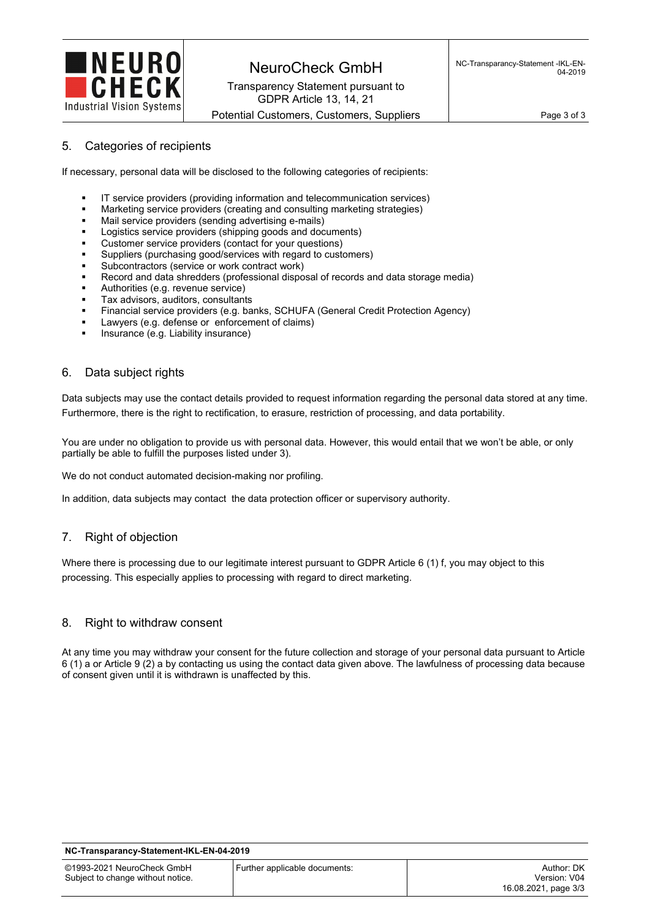## 5. Categories of recipients

If necessary, personal data will be disclosed to the following categories of recipients:

- IT service providers (providing information and telecommunication services)
- Marketing service providers (creating and consulting marketing strategies)
- Mail service providers (sending advertising e-mails)
- Logistics service providers (shipping goods and documents)
- Customer service providers (contact for your questions)
- Suppliers (purchasing good/services with regard to customers)
- Subcontractors (service or work contract work)
- Record and data shredders (professional disposal of records and data storage media)
- Authorities (e.g. revenue service)
- Tax advisors, auditors, consultants
- Financial service providers (e.g. banks, SCHUFA (General Credit Protection Agency)
- Lawyers (e.g. defense or enforcement of claims)
- Insurance (e.g. Liability insurance)

## 6. Data subject rights

Data subjects may use the contact details provided to request information regarding the personal data stored at any time. Furthermore, there is the right to rectification, to erasure, restriction of processing, and data portability.

You are under no obligation to provide us with personal data. However, this would entail that we won't be able, or only partially be able to fulfill the purposes listed under 3).

We do not conduct automated decision-making nor profiling.

In addition, data subjects may contact the data protection officer or supervisory authority.

## 7. Right of objection

Where there is processing due to our legitimate interest pursuant to GDPR Article 6 (1) f, you may object to this processing. This especially applies to processing with regard to direct marketing.

## 8. Right to withdraw consent

At any time you may withdraw your consent for the future collection and storage of your personal data pursuant to Article 6 (1) a or Article 9 (2) a by contacting us using the contact data given above. The lawfulness of processing data because of consent given until it is withdrawn is unaffected by this.